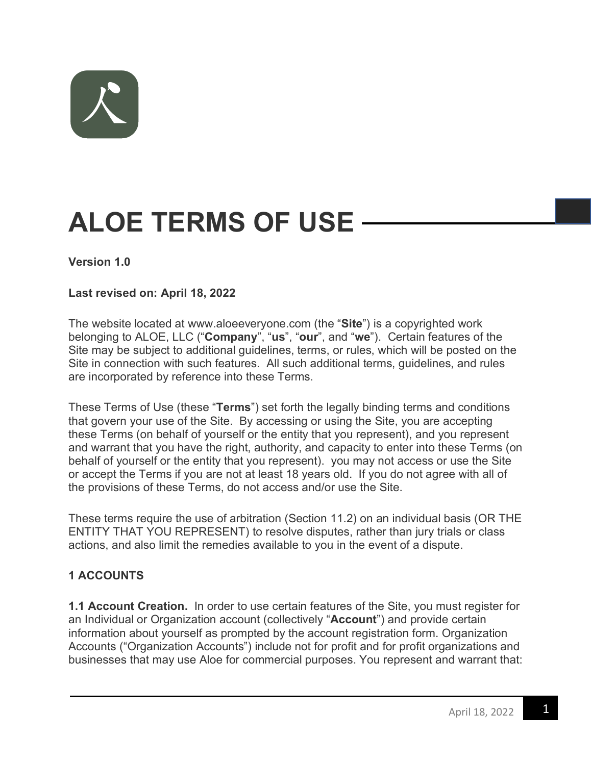# ALOE TERMS OF USE

**Version 1.0**

**Last revised on: April 18, 2022**

The website located at www.aloeeveryone.com (the "**Site**") is a copyrighted work belonging to ALOE, LLC ("**Company**", "**us**", "**our**", and "**we**"). Certain features of the Site may be subject to additional guidelines, terms, or rules, which will be posted on the Site in connection with such features. All such additional terms, guidelines, and rules are incorporated by reference into these Terms.

These Terms of Use (these "**Terms**") set forth the legally binding terms and conditions that govern your use of the Site. By accessing or using the Site, you are accepting these Terms (on behalf of yourself or the entity that you represent), and you represent and warrant that you have the right, authority, and capacity to enter into these Terms (on behalf of yourself or the entity that you represent). you may not access or use the Site or accept the Terms if you are not at least 18 years old. If you do not agree with all of the provisions of these Terms, do not access and/or use the Site.

These terms require the use of arbitration (Section 11.2) on an individual basis (OR THE ENTITY THAT YOU REPRESENT) to resolve disputes, rather than jury trials or class actions, and also limit the remedies available to you in the event of a dispute.

## 1 ACCOUNTS

**1.1 Account Creation.** In order to use certain features of the Site, you must register for an Individual or Organization account (collectively "**Account**") and provide certain information about yourself as prompted by the account registration form. Organization Accounts ("Organization Accounts") include not for profit and for profit organizations and businesses that may use Aloe for commercial purposes. You represent and warrant that: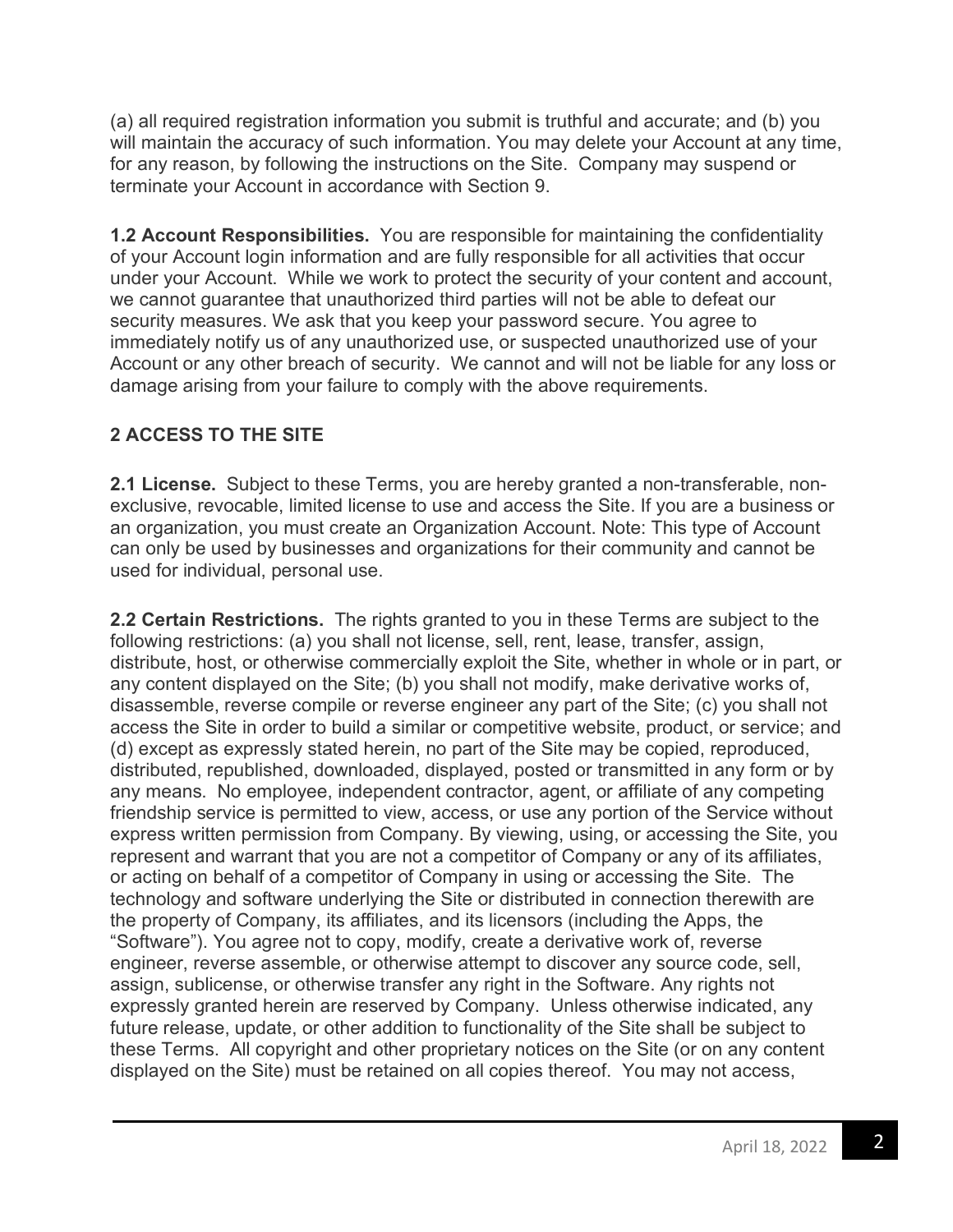(a) all required registration information you submit is truthful and accurate; and (b) you will maintain the accuracy of such information. You may delete your Account at any time, for any reason, by following the instructions on the Site. Company may suspend or terminate your Account in accordance with Section 9.

**1.2 Account Responsibilities.** You are responsible for maintaining the confidentiality of your Account login information and are fully responsible for all activities that occur under your Account. While we work to protect the security of your content and account, we cannot guarantee that unauthorized third parties will not be able to defeat our security measures. We ask that you keep your password secure. You agree to immediately notify us of any unauthorized use, or suspected unauthorized use of your Account or any other breach of security. We cannot and will not be liable for any loss or damage arising from your failure to comply with the above requirements.

## 2 ACCESS TO THE SITE

**2.1 License.** Subject to these Terms, you are hereby granted a non-transferable, non-exclusive, revocable, limited license to use and access the Site. If you are a business or an organization, you must create an Organization Account. Note: This type of Account can only be used by businesses and organizations for their community and cannot be used for individual, personal use.

**2.2 Certain Restrictions.** The rights granted to you in these Terms are subject to the following restrictions: (a) you shall not license, sell, rent, lease, transfer, assign, distribute, host, or otherwise commercially exploit the Site, whether in whole or in part, or any content displayed on the Site; (b) you shall not modify, make derivative works of, disassemble, reverse compile or reverse engineer any part of the Site; (c) you shall not access the Site in order to build a similar or competitive website, product, or service; and (d) except as expressly stated herein, no part of the Site may be copied, reproduced, distributed, republished, downloaded, displayed, posted or transmitted in any form or by any means. No employee, independent contractor, agent, or affiliate of any competing friendship service is permitted to view, access, or use any portion of the Service without express written permission from Company. By viewing, using, or accessing the Site, you represent and warrant that you are not a competitor of Company or any of its affiliates, or acting on behalf of a competitor of Company in using or accessing the Site. The technology and software underlying the Site or distributed in connection therewith are the property of Company, its affiliates, and its licensors (including the Apps, the "Software"). You agree not to copy, modify, create a derivative work of, reverse engineer, reverse assemble, or otherwise attempt to discover any source code, sell, assign, sublicense, or otherwise transfer any right in the Software. Any rights not expressly granted herein are reserved by Company. Unless otherwise indicated, any future release, update, or other addition to functionality of the Site shall be subject to these Terms. All copyright and other proprietary notices on the Site (or on any content displayed on the Site) must be retained on all copies thereof. You may not access,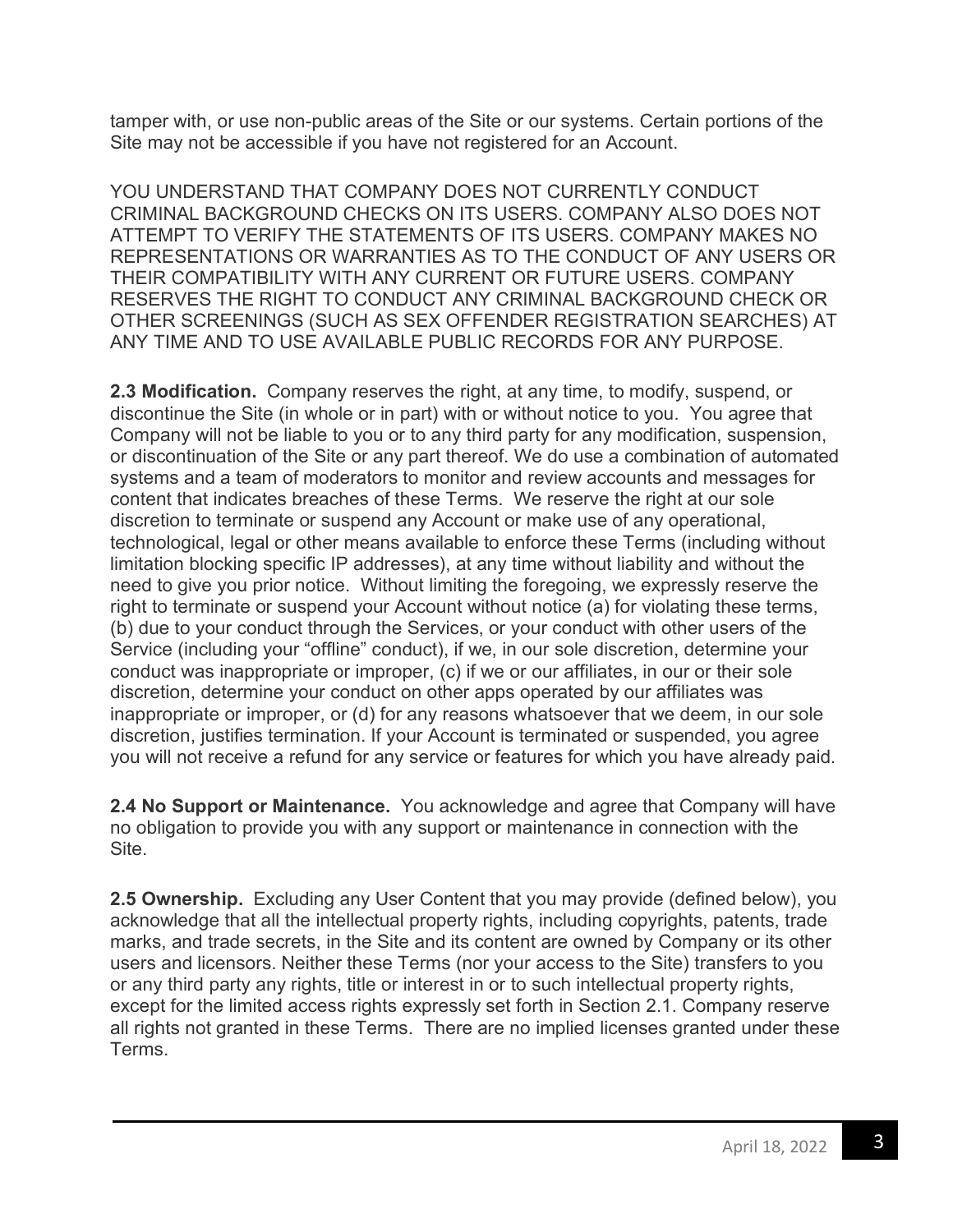tamper with, or use non-public areas of the Site or our systems. Certain portions of the Site may not be accessible if you have not registered for an Account.

YOU UNDERSTAND THAT COMPANY DOES NOT CURRENTLY CONDUCT CRIMINAL BACKGROUND CHECKS ON ITS USERS. COMPANY ALSO DOES NOT ATTEMPT TO VERIFY THE STATEMENTS OF ITS USERS. COMPANY MAKES NO REPRESENTATIONS OR WARRANTIES AS TO THE CONDUCT OF ANY USERS OR THEIR COMPATIBILITY WITH ANY CURRENT OR FUTURE USERS. COMPANY RESERVES THE RIGHT TO CONDUCT ANY CRIMINAL BACKGROUND CHECK OR OTHER SCREENINGS (SUCH AS SEX OFFENDER REGISTRATION SEARCHES) AT ANY TIME AND TO USE AVAILABLE PUBLIC RECORDS FOR ANY PURPOSE.

**2.3 Modification.** Company reserves the right, at any time, to modify, suspend, or discontinue the Site (in whole or in part) with or without notice to you. You agree that Company will not be liable to you or to any third party for any modification, suspension, or discontinuation of the Site or any part thereof. We do use a combination of automated systems and a team of moderators to monitor and review accounts and messages for content that indicates breaches of these Terms. We reserve the right at our sole discretion to terminate or suspend any Account or make use of any operational, technological, legal or other means available to enforce these Terms (including without limitation blocking specific IP addresses), at any time without liability and without the need to give you prior notice. Without limiting the foregoing, we expressly reserve the right to terminate or suspend your Account without notice (a) for violating these terms, (b) due to your conduct through the Services, or your conduct with other users of the Service (including your "offline" conduct), if we, in our sole discretion, determine your conduct was inappropriate or improper, (c) if we or our affiliates, in our or their sole discretion, determine your conduct on other apps operated by our affiliates was inappropriate or improper, or (d) for any reasons whatsoever that we deem, in our sole discretion, justifies termination. If your Account is terminated or suspended, you agree you will not receive a refund for any service or features for which you have already paid.

**2.4 No Support or Maintenance.** You acknowledge and agree that Company will have no obligation to provide you with any support or maintenance in connection with the Site.

**2.5 Ownership.** Excluding any User Content that you may provide (defined below), you acknowledge that all the intellectual property rights, including copyrights, patents, trade marks, and trade secrets, in the Site and its content are owned by Company or its other users and licensors. Neither these Terms (nor your access to the Site) transfers to you or any third party any rights, title or interest in or to such intellectual property rights, except for the limited access rights expressly set forth in Section 2.1. Company reserve all rights not granted in these Terms. There are no implied licenses granted under these Terms.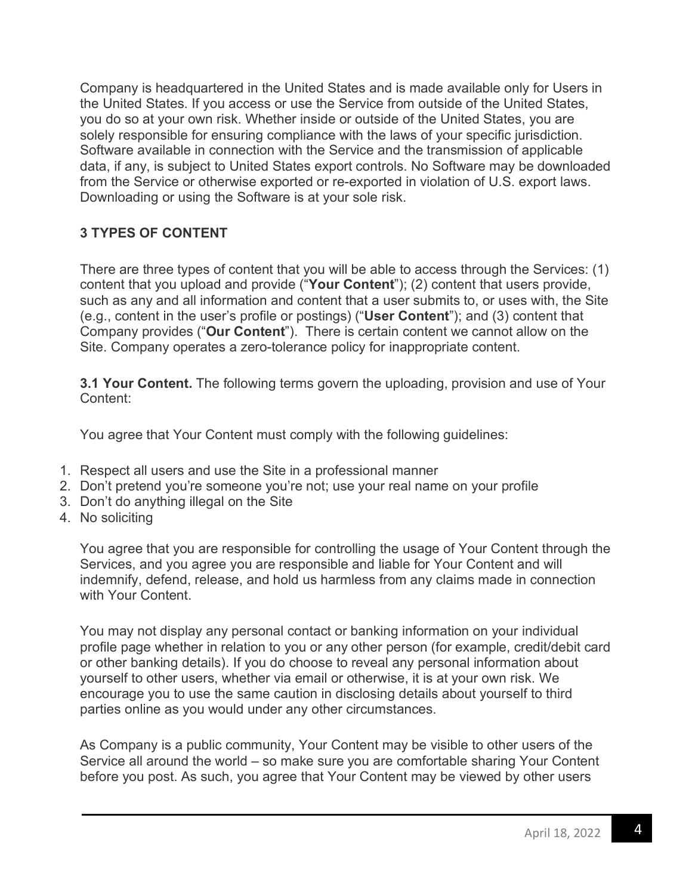Company is headquartered in the United States and is made available only for Users in the United States. If you access or use the Service from outside of the United States, you do so at your own risk. Whether inside or outside of the United States, you are solely responsible for ensuring compliance with the laws of your specific jurisdiction. Software available in connection with the Service and the transmission of applicable data, if any, is subject to United States export controls. No Software may be downloaded from the Service or otherwise exported or re-exported in violation of U.S. export laws. Downloading or using the Software is at your sole risk.

## 3 TYPES OF CONTENT

There are three types of content that you will be able to access through the Services: (1) content that you upload and provide ("**Your Content**"); (2) content that users provide, such as any and all information and content that a user submits to, or uses with, the Site (e.g., content in the user's profile or postings) ("**User Content**"); and (3) content that Company provides ("**Our Content**"). There is certain content we cannot allow on the Site. Company operates a zero-tolerance policy for inappropriate content.

**3.1 Your Content.** The following terms govern the uploading, provision and use of Your Content:

You agree that Your Content must comply with the following guidelines:

1. Respect all users and use the Site in a professional manner
2. Don't pretend you're someone you're not; use your real name on your profile
3. Don't do anything illegal on the Site
4. No soliciting

You agree that you are responsible for controlling the usage of Your Content through the Services, and you agree you are responsible and liable for Your Content and will indemnify, defend, release, and hold us harmless from any claims made in connection with Your Content.

You may not display any personal contact or banking information on your individual profile page whether in relation to you or any other person (for example, credit/debit card or other banking details). If you do choose to reveal any personal information about yourself to other users, whether via email or otherwise, it is at your own risk. We encourage you to use the same caution in disclosing details about yourself to third parties online as you would under any other circumstances.

As Company is a public community, Your Content may be visible to other users of the Service all around the world – so make sure you are comfortable sharing Your Content before you post. As such, you agree that Your Content may be viewed by other users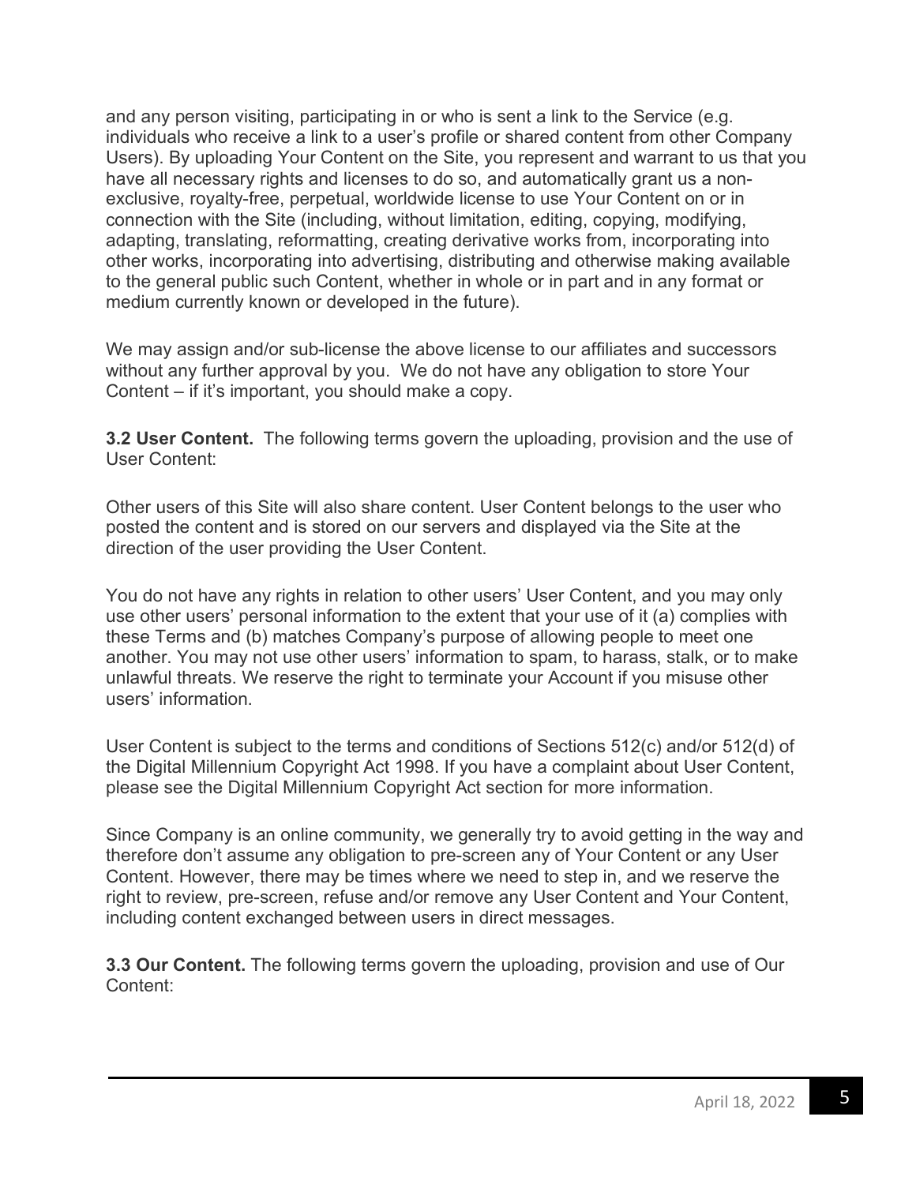and any person visiting, participating in or who is sent a link to the Service (e.g. individuals who receive a link to a user's profile or shared content from other Company Users). By uploading Your Content on the Site, you represent and warrant to us that you have all necessary rights and licenses to do so, and automatically grant us a non-exclusive, royalty-free, perpetual, worldwide license to use Your Content on or in connection with the Site (including, without limitation, editing, copying, modifying, adapting, translating, reformatting, creating derivative works from, incorporating into other works, incorporating into advertising, distributing and otherwise making available to the general public such Content, whether in whole or in part and in any format or medium currently known or developed in the future).

We may assign and/or sub-license the above license to our affiliates and successors without any further approval by you. We do not have any obligation to store Your Content – if it's important, you should make a copy.

**3.2 User Content.** The following terms govern the uploading, provision and the use of User Content:

Other users of this Site will also share content. User Content belongs to the user who posted the content and is stored on our servers and displayed via the Site at the direction of the user providing the User Content.

You do not have any rights in relation to other users' User Content, and you may only use other users' personal information to the extent that your use of it (a) complies with these Terms and (b) matches Company's purpose of allowing people to meet one another. You may not use other users' information to spam, to harass, stalk, or to make unlawful threats. We reserve the right to terminate your Account if you misuse other users' information.

User Content is subject to the terms and conditions of Sections 512(c) and/or 512(d) of the Digital Millennium Copyright Act 1998. If you have a complaint about User Content, please see the Digital Millennium Copyright Act section for more information.

Since Company is an online community, we generally try to avoid getting in the way and therefore don't assume any obligation to pre-screen any of Your Content or any User Content. However, there may be times where we need to step in, and we reserve the right to review, pre-screen, refuse and/or remove any User Content and Your Content, including content exchanged between users in direct messages.

**3.3 Our Content.** The following terms govern the uploading, provision and use of Our Content: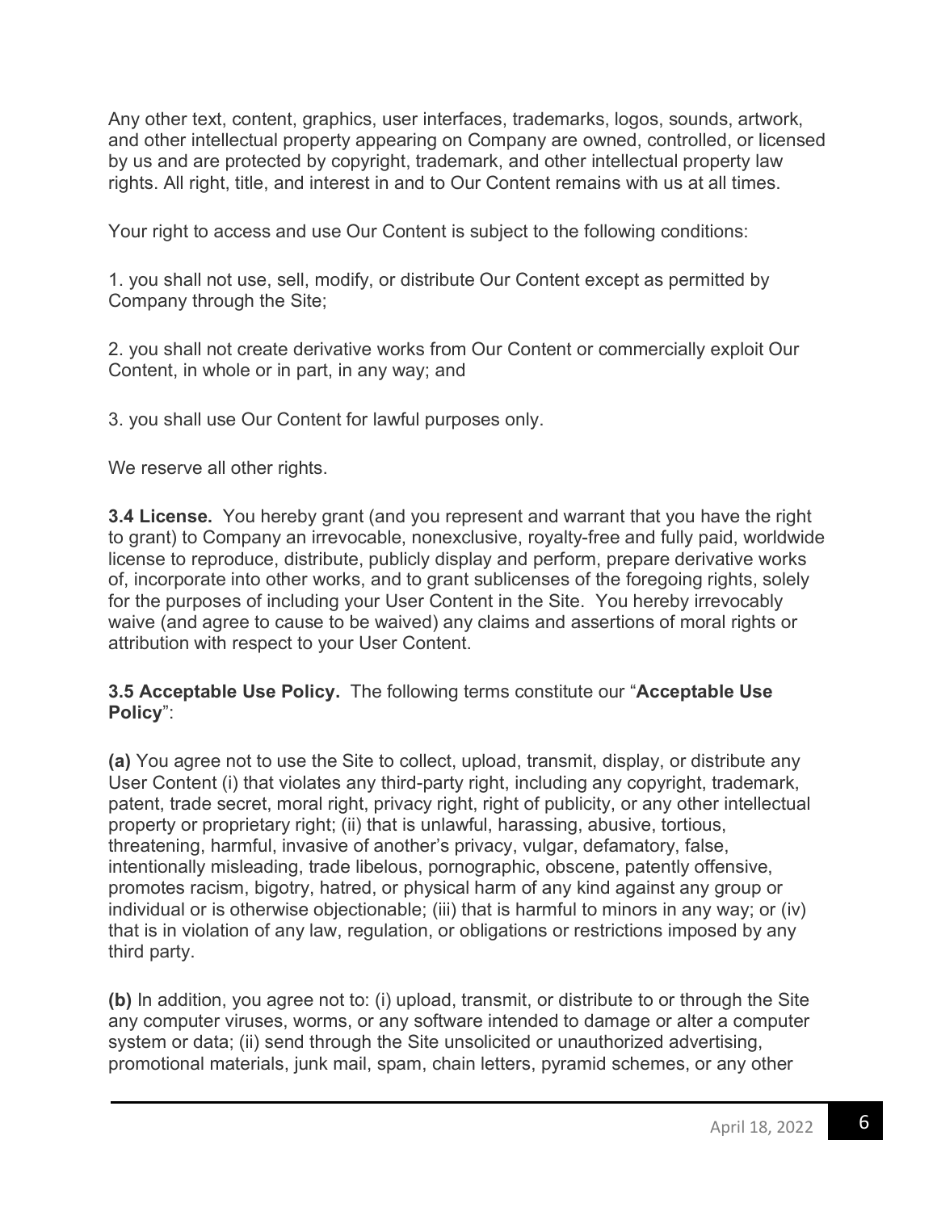Any other text, content, graphics, user interfaces, trademarks, logos, sounds, artwork, and other intellectual property appearing on Company are owned, controlled, or licensed by us and are protected by copyright, trademark, and other intellectual property law rights. All right, title, and interest in and to Our Content remains with us at all times.

Your right to access and use Our Content is subject to the following conditions:

1. you shall not use, sell, modify, or distribute Our Content except as permitted by Company through the Site;

2. you shall not create derivative works from Our Content or commercially exploit Our Content, in whole or in part, in any way; and

3. you shall use Our Content for lawful purposes only.

We reserve all other rights.

**3.4 License.** You hereby grant (and you represent and warrant that you have the right to grant) to Company an irrevocable, nonexclusive, royalty-free and fully paid, worldwide license to reproduce, distribute, publicly display and perform, prepare derivative works of, incorporate into other works, and to grant sublicenses of the foregoing rights, solely for the purposes of including your User Content in the Site. You hereby irrevocably waive (and agree to cause to be waived) any claims and assertions of moral rights or attribution with respect to your User Content.

**3.5 Acceptable Use Policy.** The following terms constitute our "**Acceptable Use Policy**":

**(a)** You agree not to use the Site to collect, upload, transmit, display, or distribute any User Content (i) that violates any third-party right, including any copyright, trademark, patent, trade secret, moral right, privacy right, right of publicity, or any other intellectual property or proprietary right; (ii) that is unlawful, harassing, abusive, tortious, threatening, harmful, invasive of another's privacy, vulgar, defamatory, false, intentionally misleading, trade libelous, pornographic, obscene, patently offensive, promotes racism, bigotry, hatred, or physical harm of any kind against any group or individual or is otherwise objectionable; (iii) that is harmful to minors in any way; or (iv) that is in violation of any law, regulation, or obligations or restrictions imposed by any third party.

**(b)** In addition, you agree not to: (i) upload, transmit, or distribute to or through the Site any computer viruses, worms, or any software intended to damage or alter a computer system or data; (ii) send through the Site unsolicited or unauthorized advertising, promotional materials, junk mail, spam, chain letters, pyramid schemes, or any other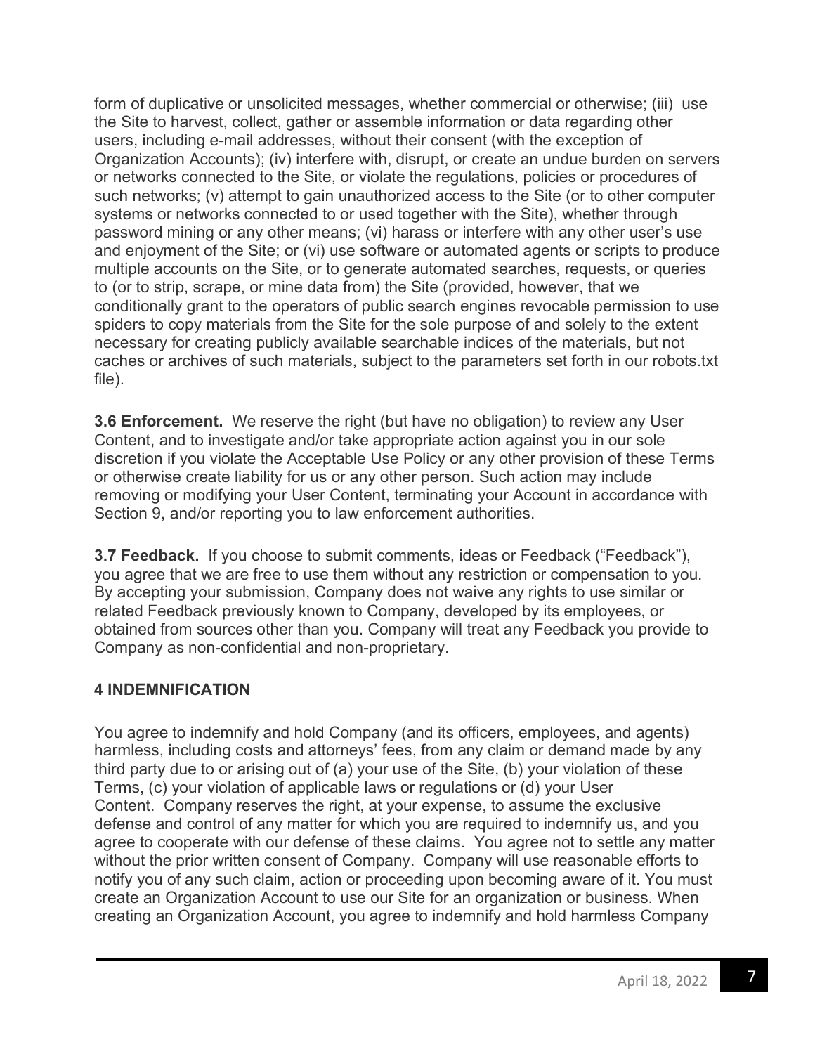form of duplicative or unsolicited messages, whether commercial or otherwise; (iii) use the Site to harvest, collect, gather or assemble information or data regarding other users, including e-mail addresses, without their consent (with the exception of Organization Accounts); (iv) interfere with, disrupt, or create an undue burden on servers or networks connected to the Site, or violate the regulations, policies or procedures of such networks; (v) attempt to gain unauthorized access to the Site (or to other computer systems or networks connected to or used together with the Site), whether through password mining or any other means; (vi) harass or interfere with any other user's use and enjoyment of the Site; or (vi) use software or automated agents or scripts to produce multiple accounts on the Site, or to generate automated searches, requests, or queries to (or to strip, scrape, or mine data from) the Site (provided, however, that we conditionally grant to the operators of public search engines revocable permission to use spiders to copy materials from the Site for the sole purpose of and solely to the extent necessary for creating publicly available searchable indices of the materials, but not caches or archives of such materials, subject to the parameters set forth in our robots.txt file).

**3.6 Enforcement.** We reserve the right (but have no obligation) to review any User Content, and to investigate and/or take appropriate action against you in our sole discretion if you violate the Acceptable Use Policy or any other provision of these Terms or otherwise create liability for us or any other person. Such action may include removing or modifying your User Content, terminating your Account in accordance with Section 9, and/or reporting you to law enforcement authorities.

**3.7 Feedback.** If you choose to submit comments, ideas or Feedback ("Feedback"), you agree that we are free to use them without any restriction or compensation to you. By accepting your submission, Company does not waive any rights to use similar or related Feedback previously known to Company, developed by its employees, or obtained from sources other than you. Company will treat any Feedback you provide to Company as non-confidential and non-proprietary.

## 4 INDEMNIFICATION

You agree to indemnify and hold Company (and its officers, employees, and agents) harmless, including costs and attorneys' fees, from any claim or demand made by any third party due to or arising out of (a) your use of the Site, (b) your violation of these Terms, (c) your violation of applicable laws or regulations or (d) your User Content. Company reserves the right, at your expense, to assume the exclusive defense and control of any matter for which you are required to indemnify us, and you agree to cooperate with our defense of these claims. You agree not to settle any matter without the prior written consent of Company. Company will use reasonable efforts to notify you of any such claim, action or proceeding upon becoming aware of it. You must create an Organization Account to use our Site for an organization or business. When creating an Organization Account, you agree to indemnify and hold harmless Company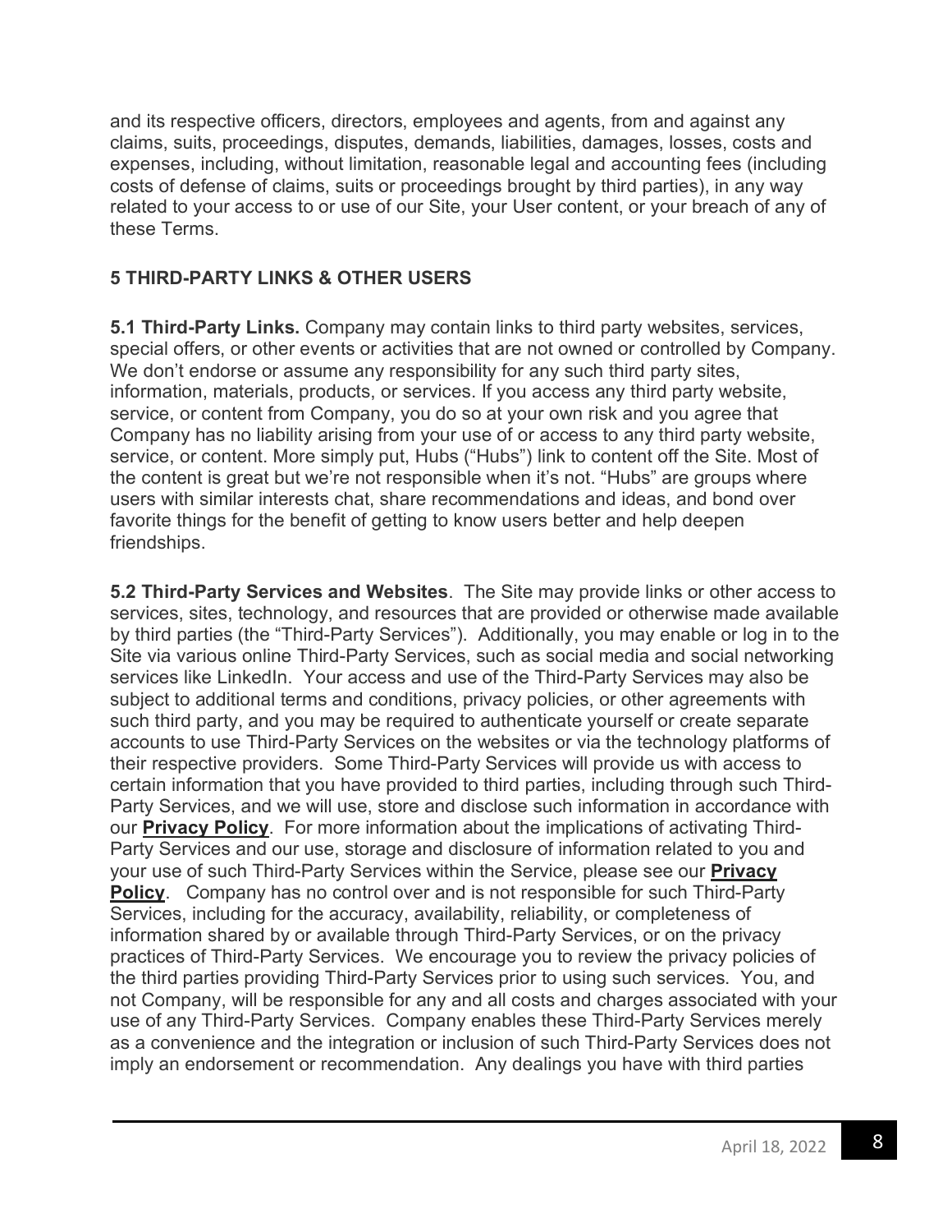and its respective officers, directors, employees and agents, from and against any claims, suits, proceedings, disputes, demands, liabilities, damages, losses, costs and expenses, including, without limitation, reasonable legal and accounting fees (including costs of defense of claims, suits or proceedings brought by third parties), in any way related to your access to or use of our Site, your User content, or your breach of any of these Terms.

## 5 THIRD-PARTY LINKS & OTHER USERS

**5.1 Third-Party Links.** Company may contain links to third party websites, services, special offers, or other events or activities that are not owned or controlled by Company. We don't endorse or assume any responsibility for any such third party sites, information, materials, products, or services. If you access any third party website, service, or content from Company, you do so at your own risk and you agree that Company has no liability arising from your use of or access to any third party website, service, or content. More simply put, Hubs ("Hubs") link to content off the Site. Most of the content is great but we're not responsible when it's not. "Hubs" are groups where users with similar interests chat, share recommendations and ideas, and bond over favorite things for the benefit of getting to know users better and help deepen friendships.

**5.2 Third-Party Services and Websites**. The Site may provide links or other access to services, sites, technology, and resources that are provided or otherwise made available by third parties (the "Third-Party Services"). Additionally, you may enable or log in to the Site via various online Third-Party Services, such as social media and social networking services like LinkedIn. Your access and use of the Third-Party Services may also be subject to additional terms and conditions, privacy policies, or other agreements with such third party, and you may be required to authenticate yourself or create separate accounts to use Third-Party Services on the websites or via the technology platforms of their respective providers. Some Third-Party Services will provide us with access to certain information that you have provided to third parties, including through such Third-Party Services, and we will use, store and disclose such information in accordance with our **Privacy Policy**. For more information about the implications of activating Third-Party Services and our use, storage and disclosure of information related to you and your use of such Third-Party Services within the Service, please see our **Privacy Policy**. Company has no control over and is not responsible for such Third-Party Services, including for the accuracy, availability, reliability, or completeness of information shared by or available through Third-Party Services, or on the privacy practices of Third-Party Services. We encourage you to review the privacy policies of the third parties providing Third-Party Services prior to using such services. You, and not Company, will be responsible for any and all costs and charges associated with your use of any Third-Party Services. Company enables these Third-Party Services merely as a convenience and the integration or inclusion of such Third-Party Services does not imply an endorsement or recommendation. Any dealings you have with third parties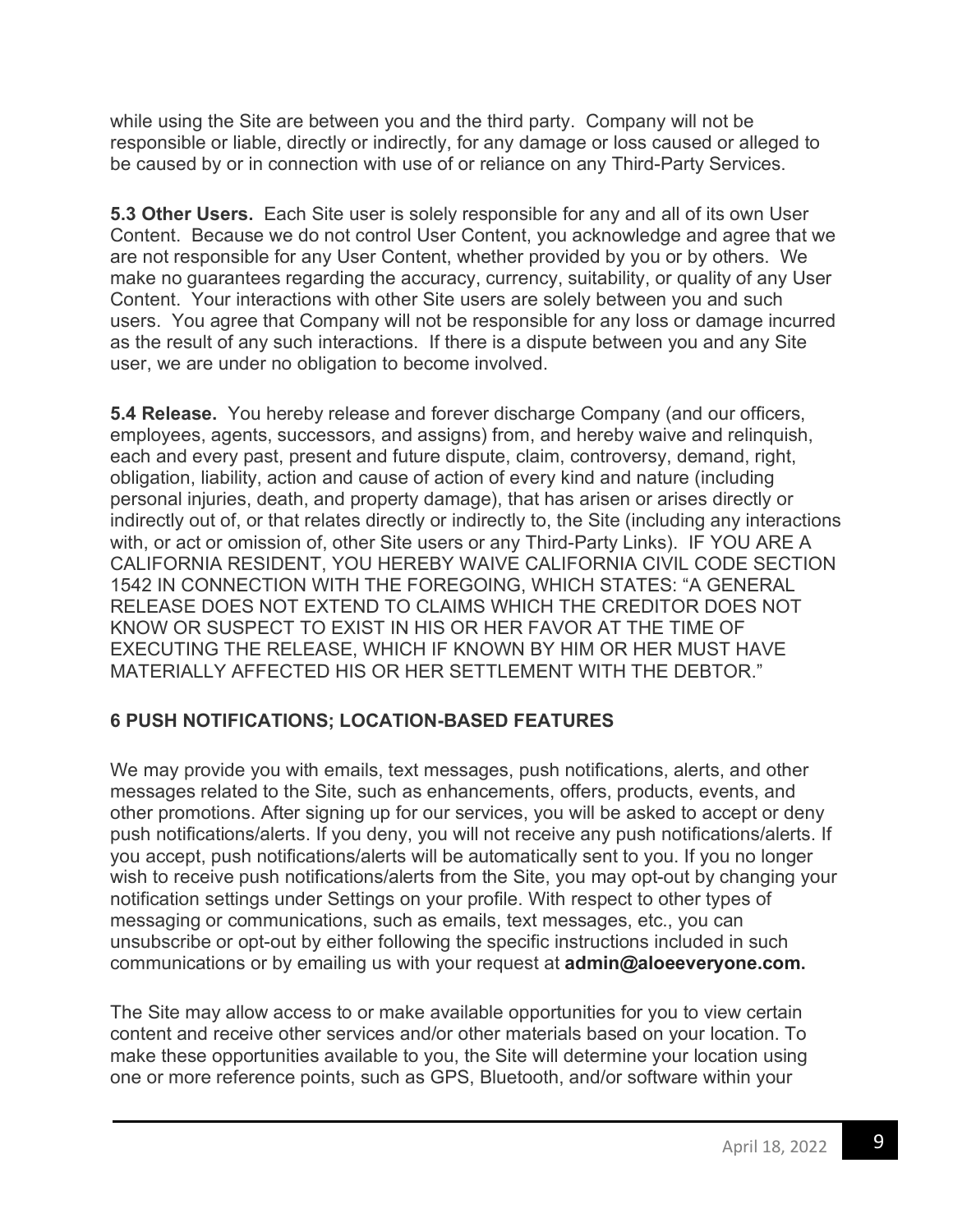while using the Site are between you and the third party. Company will not be responsible or liable, directly or indirectly, for any damage or loss caused or alleged to be caused by or in connection with use of or reliance on any Third-Party Services.

**5.3 Other Users.** Each Site user is solely responsible for any and all of its own User Content. Because we do not control User Content, you acknowledge and agree that we are not responsible for any User Content, whether provided by you or by others. We make no guarantees regarding the accuracy, currency, suitability, or quality of any User Content. Your interactions with other Site users are solely between you and such users. You agree that Company will not be responsible for any loss or damage incurred as the result of any such interactions. If there is a dispute between you and any Site user, we are under no obligation to become involved.

**5.4 Release.** You hereby release and forever discharge Company (and our officers, employees, agents, successors, and assigns) from, and hereby waive and relinquish, each and every past, present and future dispute, claim, controversy, demand, right, obligation, liability, action and cause of action of every kind and nature (including personal injuries, death, and property damage), that has arisen or arises directly or indirectly out of, or that relates directly or indirectly to, the Site (including any interactions with, or act or omission of, other Site users or any Third-Party Links). IF YOU ARE A CALIFORNIA RESIDENT, YOU HEREBY WAIVE CALIFORNIA CIVIL CODE SECTION 1542 IN CONNECTION WITH THE FOREGOING, WHICH STATES: "A GENERAL RELEASE DOES NOT EXTEND TO CLAIMS WHICH THE CREDITOR DOES NOT KNOW OR SUSPECT TO EXIST IN HIS OR HER FAVOR AT THE TIME OF EXECUTING THE RELEASE, WHICH IF KNOWN BY HIM OR HER MUST HAVE MATERIALLY AFFECTED HIS OR HER SETTLEMENT WITH THE DEBTOR."

## 6 PUSH NOTIFICATIONS; LOCATION-BASED FEATURES

We may provide you with emails, text messages, push notifications, alerts, and other messages related to the Site, such as enhancements, offers, products, events, and other promotions. After signing up for our services, you will be asked to accept or deny push notifications/alerts. If you deny, you will not receive any push notifications/alerts. If you accept, push notifications/alerts will be automatically sent to you. If you no longer wish to receive push notifications/alerts from the Site, you may opt-out by changing your notification settings under Settings on your profile. With respect to other types of messaging or communications, such as emails, text messages, etc., you can unsubscribe or opt-out by either following the specific instructions included in such communications or by emailing us with your request at **admin@aloeeveryone.com.**

The Site may allow access to or make available opportunities for you to view certain content and receive other services and/or other materials based on your location. To make these opportunities available to you, the Site will determine your location using one or more reference points, such as GPS, Bluetooth, and/or software within your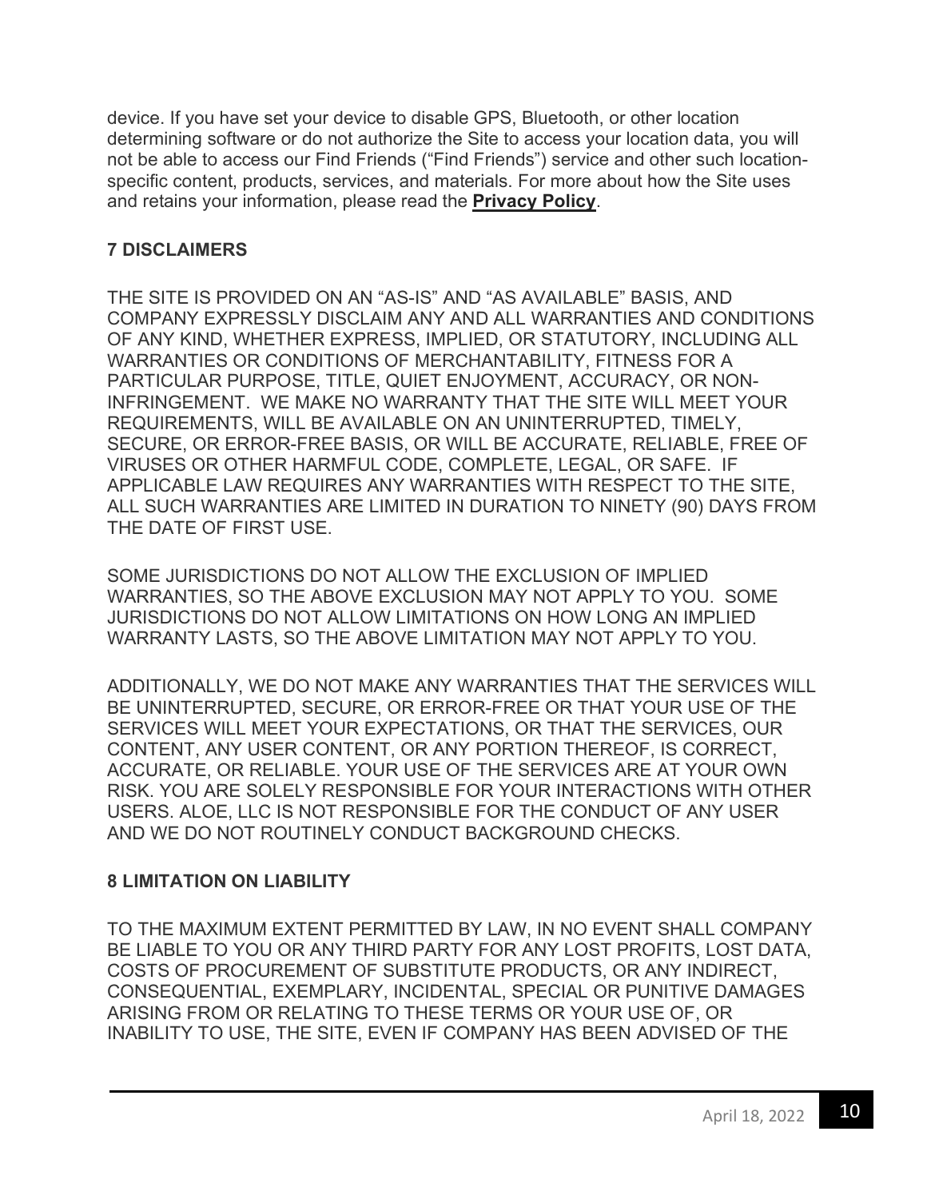device. If you have set your device to disable GPS, Bluetooth, or other location determining software or do not authorize the Site to access your location data, you will not be able to access our Find Friends ("Find Friends") service and other such location-specific content, products, services, and materials. For more about how the Site uses and retains your information, please read the **Privacy Policy**.

## 7 DISCLAIMERS

THE SITE IS PROVIDED ON AN "AS-IS" AND "AS AVAILABLE" BASIS, AND COMPANY EXPRESSLY DISCLAIM ANY AND ALL WARRANTIES AND CONDITIONS OF ANY KIND, WHETHER EXPRESS, IMPLIED, OR STATUTORY, INCLUDING ALL WARRANTIES OR CONDITIONS OF MERCHANTABILITY, FITNESS FOR A PARTICULAR PURPOSE, TITLE, QUIET ENJOYMENT, ACCURACY, OR NON-INFRINGEMENT. WE MAKE NO WARRANTY THAT THE SITE WILL MEET YOUR REQUIREMENTS, WILL BE AVAILABLE ON AN UNINTERRUPTED, TIMELY, SECURE, OR ERROR-FREE BASIS, OR WILL BE ACCURATE, RELIABLE, FREE OF VIRUSES OR OTHER HARMFUL CODE, COMPLETE, LEGAL, OR SAFE. IF APPLICABLE LAW REQUIRES ANY WARRANTIES WITH RESPECT TO THE SITE, ALL SUCH WARRANTIES ARE LIMITED IN DURATION TO NINETY (90) DAYS FROM THE DATE OF FIRST USE.

SOME JURISDICTIONS DO NOT ALLOW THE EXCLUSION OF IMPLIED WARRANTIES, SO THE ABOVE EXCLUSION MAY NOT APPLY TO YOU. SOME JURISDICTIONS DO NOT ALLOW LIMITATIONS ON HOW LONG AN IMPLIED WARRANTY LASTS, SO THE ABOVE LIMITATION MAY NOT APPLY TO YOU.

ADDITIONALLY, WE DO NOT MAKE ANY WARRANTIES THAT THE SERVICES WILL BE UNINTERRUPTED, SECURE, OR ERROR-FREE OR THAT YOUR USE OF THE SERVICES WILL MEET YOUR EXPECTATIONS, OR THAT THE SERVICES, OUR CONTENT, ANY USER CONTENT, OR ANY PORTION THEREOF, IS CORRECT, ACCURATE, OR RELIABLE. YOUR USE OF THE SERVICES ARE AT YOUR OWN RISK. YOU ARE SOLELY RESPONSIBLE FOR YOUR INTERACTIONS WITH OTHER USERS. ALOE, LLC IS NOT RESPONSIBLE FOR THE CONDUCT OF ANY USER AND WE DO NOT ROUTINELY CONDUCT BACKGROUND CHECKS.

## 8 LIMITATION ON LIABILITY

TO THE MAXIMUM EXTENT PERMITTED BY LAW, IN NO EVENT SHALL COMPANY BE LIABLE TO YOU OR ANY THIRD PARTY FOR ANY LOST PROFITS, LOST DATA, COSTS OF PROCUREMENT OF SUBSTITUTE PRODUCTS, OR ANY INDIRECT, CONSEQUENTIAL, EXEMPLARY, INCIDENTAL, SPECIAL OR PUNITIVE DAMAGES ARISING FROM OR RELATING TO THESE TERMS OR YOUR USE OF, OR INABILITY TO USE, THE SITE, EVEN IF COMPANY HAS BEEN ADVISED OF THE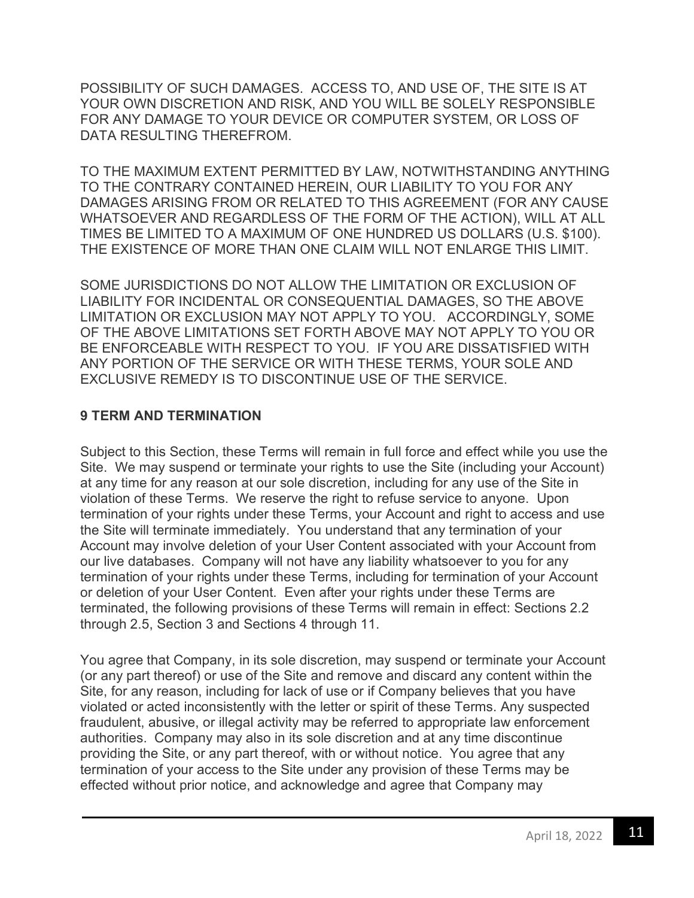POSSIBILITY OF SUCH DAMAGES. ACCESS TO, AND USE OF, THE SITE IS AT YOUR OWN DISCRETION AND RISK, AND YOU WILL BE SOLELY RESPONSIBLE FOR ANY DAMAGE TO YOUR DEVICE OR COMPUTER SYSTEM, OR LOSS OF DATA RESULTING THEREFROM.

TO THE MAXIMUM EXTENT PERMITTED BY LAW, NOTWITHSTANDING ANYTHING TO THE CONTRARY CONTAINED HEREIN, OUR LIABILITY TO YOU FOR ANY DAMAGES ARISING FROM OR RELATED TO THIS AGREEMENT (FOR ANY CAUSE WHATSOEVER AND REGARDLESS OF THE FORM OF THE ACTION), WILL AT ALL TIMES BE LIMITED TO A MAXIMUM OF ONE HUNDRED US DOLLARS (U.S. $100). THE EXISTENCE OF MORE THAN ONE CLAIM WILL NOT ENLARGE THIS LIMIT.

SOME JURISDICTIONS DO NOT ALLOW THE LIMITATION OR EXCLUSION OF LIABILITY FOR INCIDENTAL OR CONSEQUENTIAL DAMAGES, SO THE ABOVE LIMITATION OR EXCLUSION MAY NOT APPLY TO YOU. ACCORDINGLY, SOME OF THE ABOVE LIMITATIONS SET FORTH ABOVE MAY NOT APPLY TO YOU OR BE ENFORCEABLE WITH RESPECT TO YOU. IF YOU ARE DISSATISFIED WITH ANY PORTION OF THE SERVICE OR WITH THESE TERMS, YOUR SOLE AND EXCLUSIVE REMEDY IS TO DISCONTINUE USE OF THE SERVICE.

## 9 TERM AND TERMINATION

Subject to this Section, these Terms will remain in full force and effect while you use the Site. We may suspend or terminate your rights to use the Site (including your Account) at any time for any reason at our sole discretion, including for any use of the Site in violation of these Terms. We reserve the right to refuse service to anyone. Upon termination of your rights under these Terms, your Account and right to access and use the Site will terminate immediately. You understand that any termination of your Account may involve deletion of your User Content associated with your Account from our live databases. Company will not have any liability whatsoever to you for any termination of your rights under these Terms, including for termination of your Account or deletion of your User Content. Even after your rights under these Terms are terminated, the following provisions of these Terms will remain in effect: Sections 2.2 through 2.5, Section 3 and Sections 4 through 11.

You agree that Company, in its sole discretion, may suspend or terminate your Account (or any part thereof) or use of the Site and remove and discard any content within the Site, for any reason, including for lack of use or if Company believes that you have violated or acted inconsistently with the letter or spirit of these Terms. Any suspected fraudulent, abusive, or illegal activity may be referred to appropriate law enforcement authorities. Company may also in its sole discretion and at any time discontinue providing the Site, or any part thereof, with or without notice. You agree that any termination of your access to the Site under any provision of these Terms may be effected without prior notice, and acknowledge and agree that Company may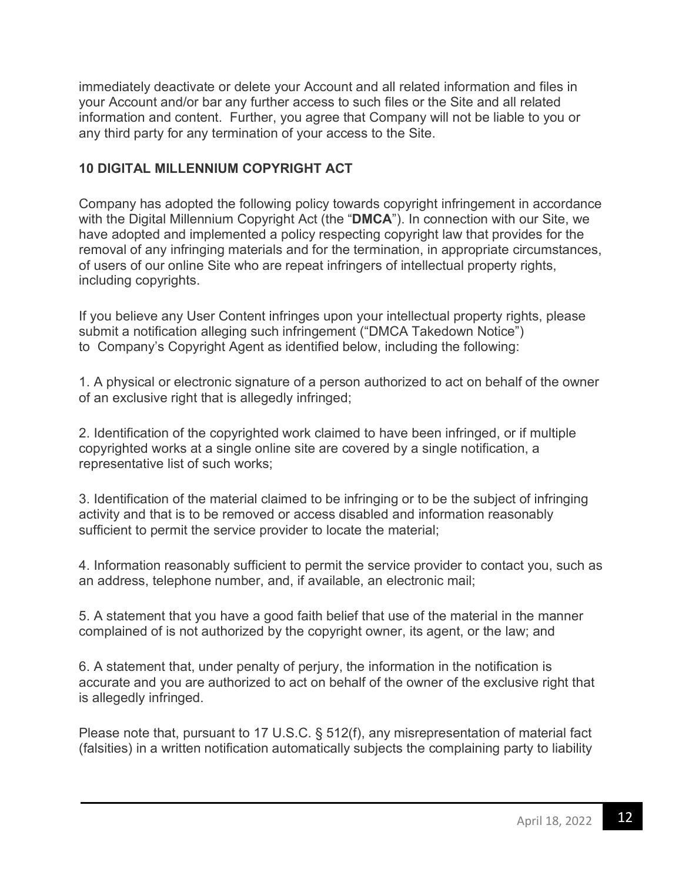immediately deactivate or delete your Account and all related information and files in your Account and/or bar any further access to such files or the Site and all related information and content. Further, you agree that Company will not be liable to you or any third party for any termination of your access to the Site.

## 10 DIGITAL MILLENNIUM COPYRIGHT ACT

Company has adopted the following policy towards copyright infringement in accordance with the Digital Millennium Copyright Act (the "**DMCA**"). In connection with our Site, we have adopted and implemented a policy respecting copyright law that provides for the removal of any infringing materials and for the termination, in appropriate circumstances, of users of our online Site who are repeat infringers of intellectual property rights, including copyrights.

If you believe any User Content infringes upon your intellectual property rights, please submit a notification alleging such infringement ("DMCA Takedown Notice") to Company's Copyright Agent as identified below, including the following:

1. A physical or electronic signature of a person authorized to act on behalf of the owner of an exclusive right that is allegedly infringed;

2. Identification of the copyrighted work claimed to have been infringed, or if multiple copyrighted works at a single online site are covered by a single notification, a representative list of such works;

3. Identification of the material claimed to be infringing or to be the subject of infringing activity and that is to be removed or access disabled and information reasonably sufficient to permit the service provider to locate the material;

4. Information reasonably sufficient to permit the service provider to contact you, such as an address, telephone number, and, if available, an electronic mail;

5. A statement that you have a good faith belief that use of the material in the manner complained of is not authorized by the copyright owner, its agent, or the law; and

6. A statement that, under penalty of perjury, the information in the notification is accurate and you are authorized to act on behalf of the owner of the exclusive right that is allegedly infringed.

Please note that, pursuant to 17 U.S.C. § 512(f), any misrepresentation of material fact (falsities) in a written notification automatically subjects the complaining party to liability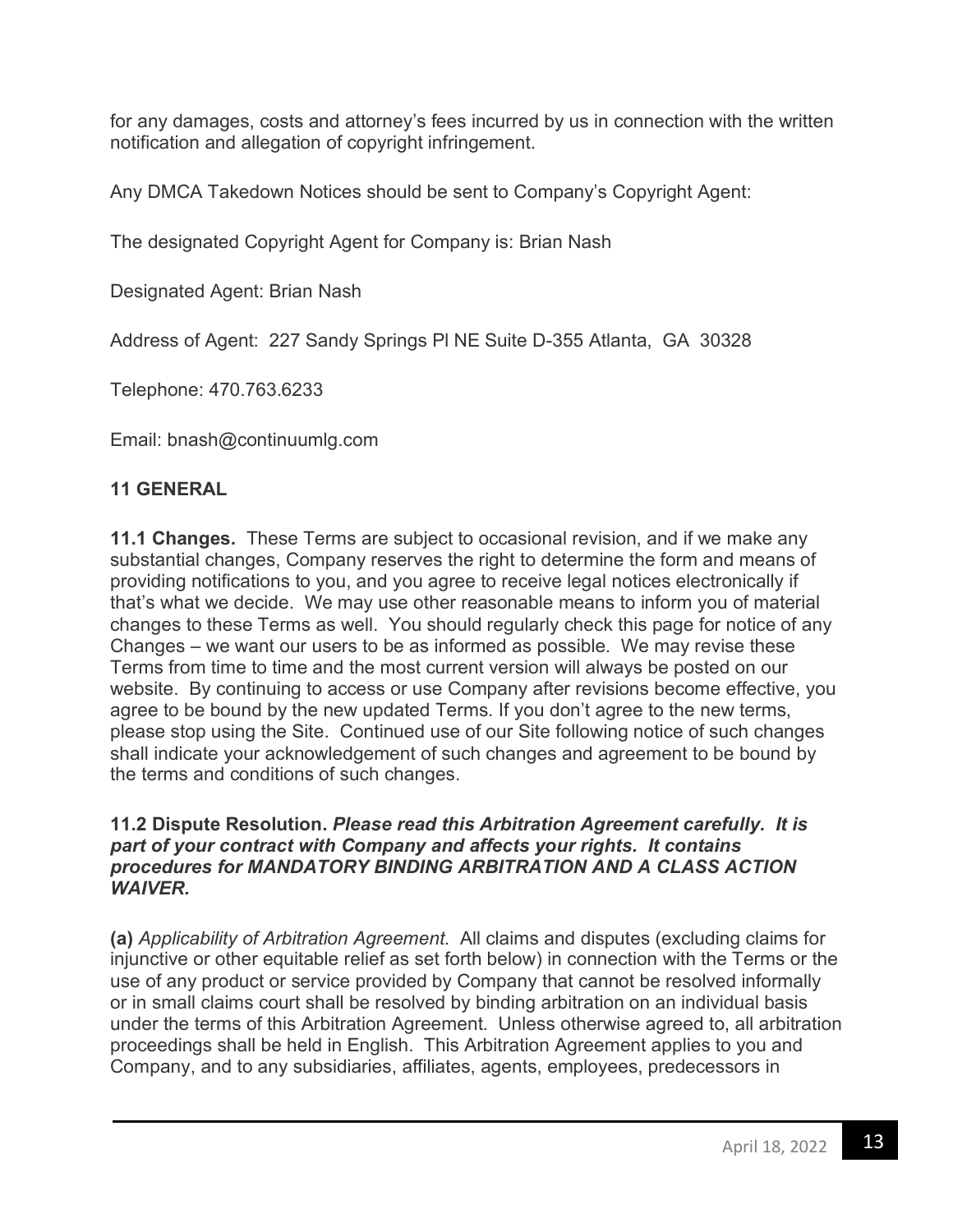for any damages, costs and attorney's fees incurred by us in connection with the written notification and allegation of copyright infringement.

Any DMCA Takedown Notices should be sent to Company's Copyright Agent:

The designated Copyright Agent for Company is: Brian Nash

Designated Agent: Brian Nash

Address of Agent: 227 Sandy Springs Pl NE Suite D-355 Atlanta, GA 30328

Telephone: 470.763.6233

Email: bnash@continuumlg.com

## 11 GENERAL

**11.1 Changes.** These Terms are subject to occasional revision, and if we make any substantial changes, Company reserves the right to determine the form and means of providing notifications to you, and you agree to receive legal notices electronically if that's what we decide. We may use other reasonable means to inform you of material changes to these Terms as well. You should regularly check this page for notice of any Changes – we want our users to be as informed as possible. We may revise these Terms from time to time and the most current version will always be posted on our website. By continuing to access or use Company after revisions become effective, you agree to be bound by the new updated Terms. If you don't agree to the new terms, please stop using the Site. Continued use of our Site following notice of such changes shall indicate your acknowledgement of such changes and agreement to be bound by the terms and conditions of such changes.

**11.2 Dispute Resolution.** ***Please read this Arbitration Agreement carefully. It is part of your contract with Company and affects your rights. It contains procedures for MANDATORY BINDING ARBITRATION AND A CLASS ACTION WAIVER.***

**(a)** *Applicability of Arbitration Agreement.* All claims and disputes (excluding claims for injunctive or other equitable relief as set forth below) in connection with the Terms or the use of any product or service provided by Company that cannot be resolved informally or in small claims court shall be resolved by binding arbitration on an individual basis under the terms of this Arbitration Agreement. Unless otherwise agreed to, all arbitration proceedings shall be held in English. This Arbitration Agreement applies to you and Company, and to any subsidiaries, affiliates, agents, employees, predecessors in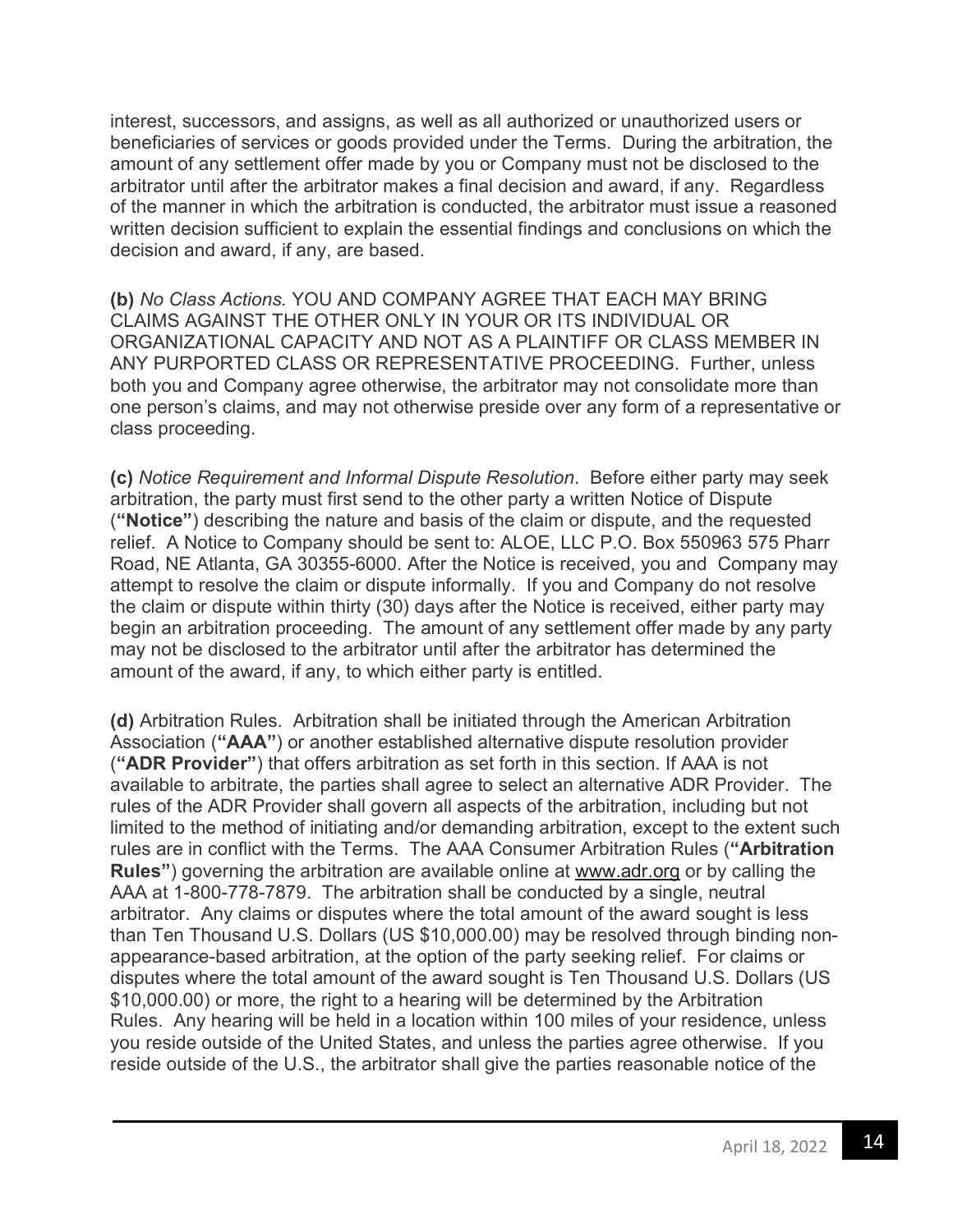interest, successors, and assigns, as well as all authorized or unauthorized users or beneficiaries of services or goods provided under the Terms. During the arbitration, the amount of any settlement offer made by you or Company must not be disclosed to the arbitrator until after the arbitrator makes a final decision and award, if any. Regardless of the manner in which the arbitration is conducted, the arbitrator must issue a reasoned written decision sufficient to explain the essential findings and conclusions on which the decision and award, if any, are based.

**(b)** *No Class Actions.* YOU AND COMPANY AGREE THAT EACH MAY BRING CLAIMS AGAINST THE OTHER ONLY IN YOUR OR ITS INDIVIDUAL OR ORGANIZATIONAL CAPACITY AND NOT AS A PLAINTIFF OR CLASS MEMBER IN ANY PURPORTED CLASS OR REPRESENTATIVE PROCEEDING. Further, unless both you and Company agree otherwise, the arbitrator may not consolidate more than one person's claims, and may not otherwise preside over any form of a representative or class proceeding.

**(c)** *Notice Requirement and Informal Dispute Resolution*. Before either party may seek arbitration, the party must first send to the other party a written Notice of Dispute (**"Notice"**) describing the nature and basis of the claim or dispute, and the requested relief. A Notice to Company should be sent to: ALOE, LLC P.O. Box 550963 575 Pharr Road, NE Atlanta, GA 30355-6000. After the Notice is received, you and Company may attempt to resolve the claim or dispute informally. If you and Company do not resolve the claim or dispute within thirty (30) days after the Notice is received, either party may begin an arbitration proceeding. The amount of any settlement offer made by any party may not be disclosed to the arbitrator until after the arbitrator has determined the amount of the award, if any, to which either party is entitled.

**(d)** Arbitration Rules. Arbitration shall be initiated through the American Arbitration Association (**"AAA"**) or another established alternative dispute resolution provider (**"ADR Provider"**) that offers arbitration as set forth in this section. If AAA is not available to arbitrate, the parties shall agree to select an alternative ADR Provider. The rules of the ADR Provider shall govern all aspects of the arbitration, including but not limited to the method of initiating and/or demanding arbitration, except to the extent such rules are in conflict with the Terms. The AAA Consumer Arbitration Rules (**"Arbitration Rules"**) governing the arbitration are available online at www.adr.org or by calling the AAA at 1-800-778-7879. The arbitration shall be conducted by a single, neutral arbitrator. Any claims or disputes where the total amount of the award sought is less than Ten Thousand U.S. Dollars (US $10,000.00) may be resolved through binding non-appearance-based arbitration, at the option of the party seeking relief. For claims or disputes where the total amount of the award sought is Ten Thousand U.S. Dollars (US $10,000.00) or more, the right to a hearing will be determined by the Arbitration Rules. Any hearing will be held in a location within 100 miles of your residence, unless you reside outside of the United States, and unless the parties agree otherwise. If you reside outside of the U.S., the arbitrator shall give the parties reasonable notice of the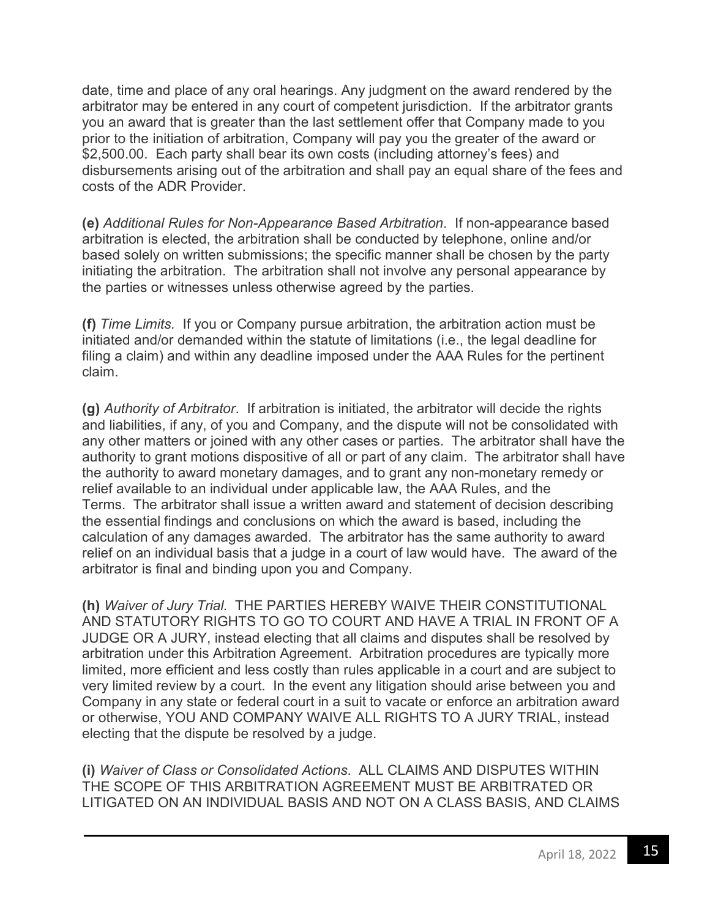date, time and place of any oral hearings. Any judgment on the award rendered by the arbitrator may be entered in any court of competent jurisdiction. If the arbitrator grants you an award that is greater than the last settlement offer that Company made to you prior to the initiation of arbitration, Company will pay you the greater of the award or $2,500.00. Each party shall bear its own costs (including attorney's fees) and disbursements arising out of the arbitration and shall pay an equal share of the fees and costs of the ADR Provider.

**(e)** *Additional Rules for Non-Appearance Based Arbitration*. If non-appearance based arbitration is elected, the arbitration shall be conducted by telephone, online and/or based solely on written submissions; the specific manner shall be chosen by the party initiating the arbitration. The arbitration shall not involve any personal appearance by the parties or witnesses unless otherwise agreed by the parties.

**(f)** *Time Limits.* If you or Company pursue arbitration, the arbitration action must be initiated and/or demanded within the statute of limitations (i.e., the legal deadline for filing a claim) and within any deadline imposed under the AAA Rules for the pertinent claim.

**(g)** *Authority of Arbitrator*. If arbitration is initiated, the arbitrator will decide the rights and liabilities, if any, of you and Company, and the dispute will not be consolidated with any other matters or joined with any other cases or parties. The arbitrator shall have the authority to grant motions dispositive of all or part of any claim. The arbitrator shall have the authority to award monetary damages, and to grant any non-monetary remedy or relief available to an individual under applicable law, the AAA Rules, and the Terms. The arbitrator shall issue a written award and statement of decision describing the essential findings and conclusions on which the award is based, including the calculation of any damages awarded. The arbitrator has the same authority to award relief on an individual basis that a judge in a court of law would have. The award of the arbitrator is final and binding upon you and Company.

**(h)** *Waiver of Jury Trial.* THE PARTIES HEREBY WAIVE THEIR CONSTITUTIONAL AND STATUTORY RIGHTS TO GO TO COURT AND HAVE A TRIAL IN FRONT OF A JUDGE OR A JURY, instead electing that all claims and disputes shall be resolved by arbitration under this Arbitration Agreement. Arbitration procedures are typically more limited, more efficient and less costly than rules applicable in a court and are subject to very limited review by a court. In the event any litigation should arise between you and Company in any state or federal court in a suit to vacate or enforce an arbitration award or otherwise, YOU AND COMPANY WAIVE ALL RIGHTS TO A JURY TRIAL, instead electing that the dispute be resolved by a judge.

**(i)** *Waiver of Class or Consolidated Actions*. ALL CLAIMS AND DISPUTES WITHIN THE SCOPE OF THIS ARBITRATION AGREEMENT MUST BE ARBITRATED OR LITIGATED ON AN INDIVIDUAL BASIS AND NOT ON A CLASS BASIS, AND CLAIMS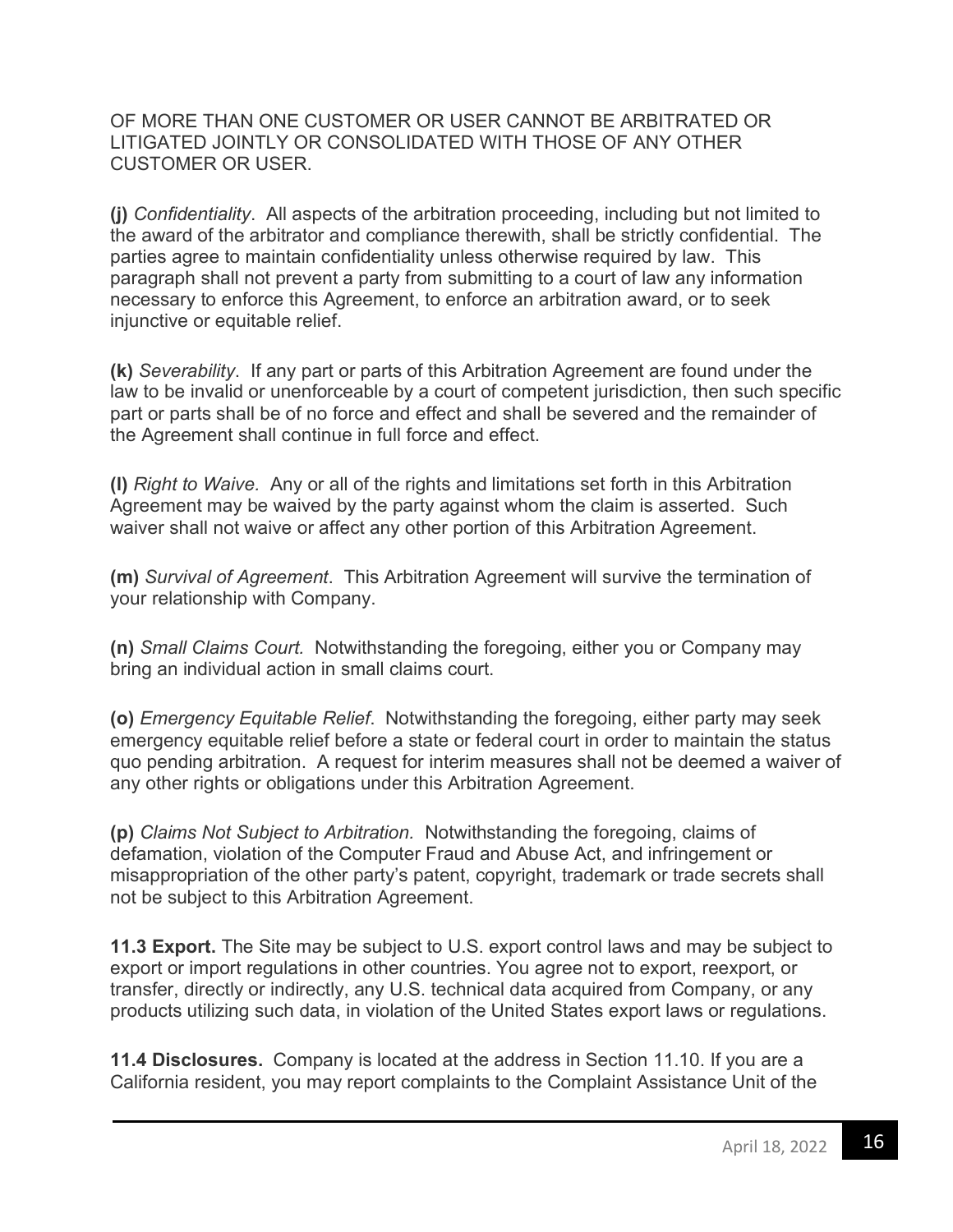OF MORE THAN ONE CUSTOMER OR USER CANNOT BE ARBITRATED OR LITIGATED JOINTLY OR CONSOLIDATED WITH THOSE OF ANY OTHER CUSTOMER OR USER.

**(j)** *Confidentiality*. All aspects of the arbitration proceeding, including but not limited to the award of the arbitrator and compliance therewith, shall be strictly confidential. The parties agree to maintain confidentiality unless otherwise required by law. This paragraph shall not prevent a party from submitting to a court of law any information necessary to enforce this Agreement, to enforce an arbitration award, or to seek injunctive or equitable relief.

**(k)** *Severability*. If any part or parts of this Arbitration Agreement are found under the law to be invalid or unenforceable by a court of competent jurisdiction, then such specific part or parts shall be of no force and effect and shall be severed and the remainder of the Agreement shall continue in full force and effect.

**(l)** *Right to Waive.* Any or all of the rights and limitations set forth in this Arbitration Agreement may be waived by the party against whom the claim is asserted. Such waiver shall not waive or affect any other portion of this Arbitration Agreement.

**(m)** *Survival of Agreement*. This Arbitration Agreement will survive the termination of your relationship with Company.

**(n)** *Small Claims Court.* Notwithstanding the foregoing, either you or Company may bring an individual action in small claims court.

**(o)** *Emergency Equitable Relief*. Notwithstanding the foregoing, either party may seek emergency equitable relief before a state or federal court in order to maintain the status quo pending arbitration. A request for interim measures shall not be deemed a waiver of any other rights or obligations under this Arbitration Agreement.

**(p)** *Claims Not Subject to Arbitration.* Notwithstanding the foregoing, claims of defamation, violation of the Computer Fraud and Abuse Act, and infringement or misappropriation of the other party's patent, copyright, trademark or trade secrets shall not be subject to this Arbitration Agreement.

**11.3 Export.** The Site may be subject to U.S. export control laws and may be subject to export or import regulations in other countries. You agree not to export, reexport, or transfer, directly or indirectly, any U.S. technical data acquired from Company, or any products utilizing such data, in violation of the United States export laws or regulations.

**11.4 Disclosures.** Company is located at the address in Section 11.10. If you are a California resident, you may report complaints to the Complaint Assistance Unit of the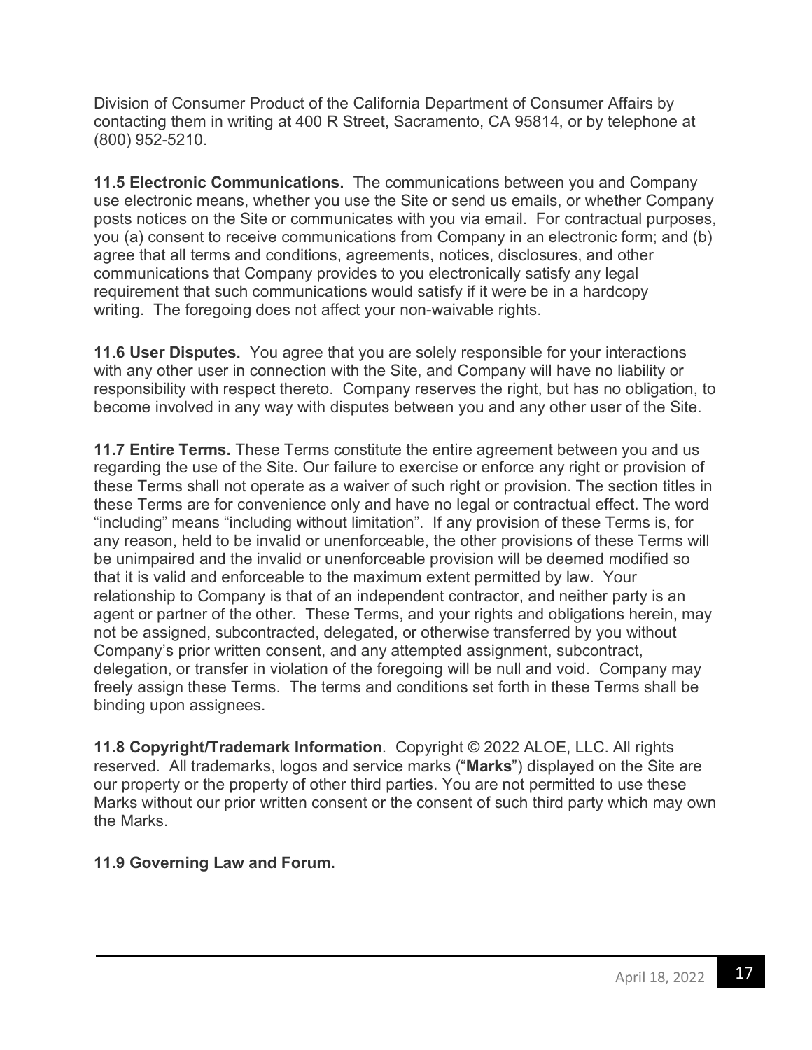Division of Consumer Product of the California Department of Consumer Affairs by contacting them in writing at 400 R Street, Sacramento, CA 95814, or by telephone at (800) 952-5210.

**11.5 Electronic Communications.** The communications between you and Company use electronic means, whether you use the Site or send us emails, or whether Company posts notices on the Site or communicates with you via email. For contractual purposes, you (a) consent to receive communications from Company in an electronic form; and (b) agree that all terms and conditions, agreements, notices, disclosures, and other communications that Company provides to you electronically satisfy any legal requirement that such communications would satisfy if it were be in a hardcopy writing. The foregoing does not affect your non-waivable rights.

**11.6 User Disputes.** You agree that you are solely responsible for your interactions with any other user in connection with the Site, and Company will have no liability or responsibility with respect thereto. Company reserves the right, but has no obligation, to become involved in any way with disputes between you and any other user of the Site.

**11.7 Entire Terms.** These Terms constitute the entire agreement between you and us regarding the use of the Site. Our failure to exercise or enforce any right or provision of these Terms shall not operate as a waiver of such right or provision. The section titles in these Terms are for convenience only and have no legal or contractual effect. The word "including" means "including without limitation". If any provision of these Terms is, for any reason, held to be invalid or unenforceable, the other provisions of these Terms will be unimpaired and the invalid or unenforceable provision will be deemed modified so that it is valid and enforceable to the maximum extent permitted by law. Your relationship to Company is that of an independent contractor, and neither party is an agent or partner of the other. These Terms, and your rights and obligations herein, may not be assigned, subcontracted, delegated, or otherwise transferred by you without Company's prior written consent, and any attempted assignment, subcontract, delegation, or transfer in violation of the foregoing will be null and void. Company may freely assign these Terms. The terms and conditions set forth in these Terms shall be binding upon assignees.

**11.8 Copyright/Trademark Information**. Copyright © 2022 ALOE, LLC. All rights reserved. All trademarks, logos and service marks ("**Marks**") displayed on the Site are our property or the property of other third parties. You are not permitted to use these Marks without our prior written consent or the consent of such third party which may own the Marks.

**11.9 Governing Law and Forum.**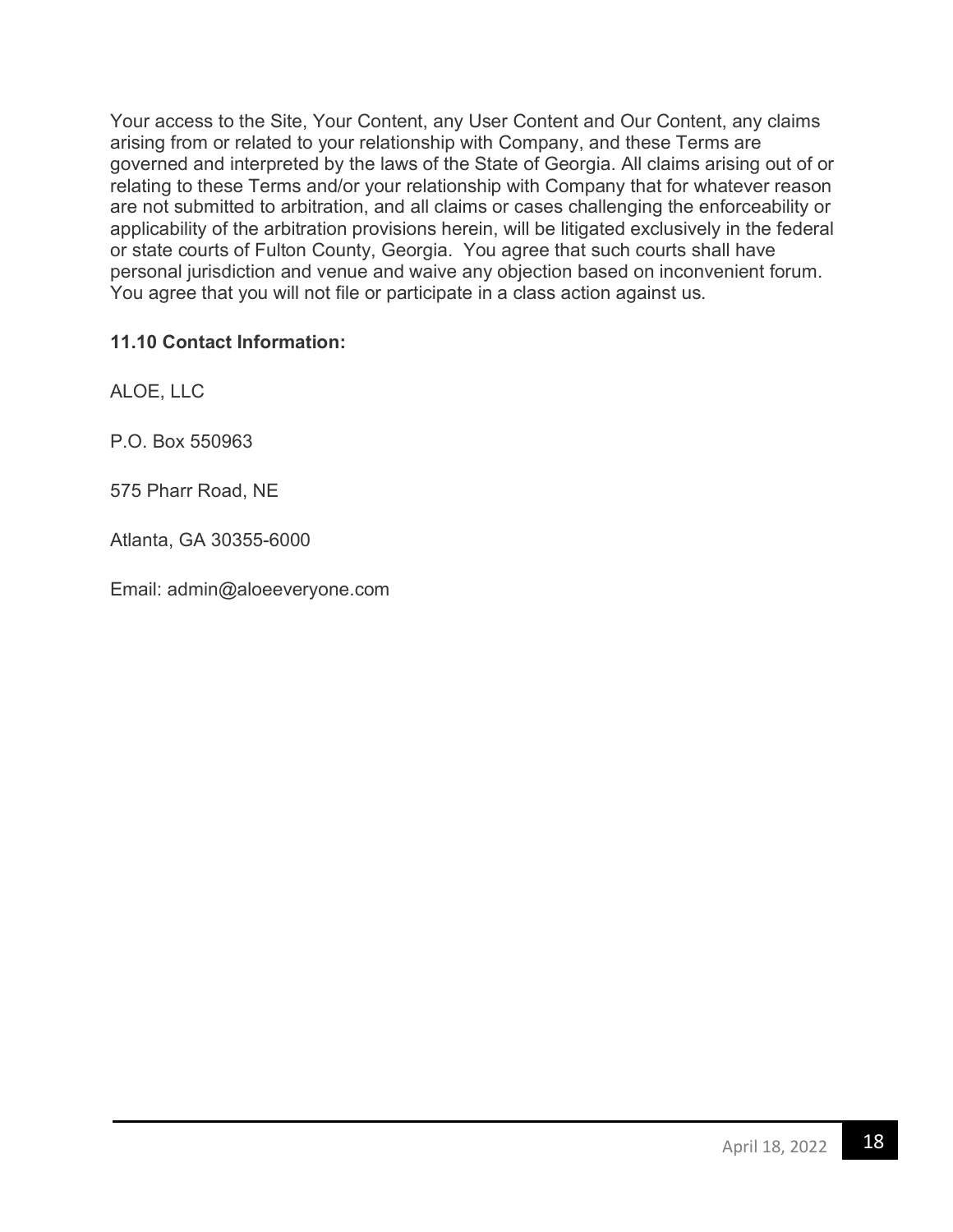Your access to the Site, Your Content, any User Content and Our Content, any claims arising from or related to your relationship with Company, and these Terms are governed and interpreted by the laws of the State of Georgia. All claims arising out of or relating to these Terms and/or your relationship with Company that for whatever reason are not submitted to arbitration, and all claims or cases challenging the enforceability or applicability of the arbitration provisions herein, will be litigated exclusively in the federal or state courts of Fulton County, Georgia. You agree that such courts shall have personal jurisdiction and venue and waive any objection based on inconvenient forum. You agree that you will not file or participate in a class action against us.

**11.10 Contact Information:**

ALOE, LLC

P.O. Box 550963

575 Pharr Road, NE

Atlanta, GA 30355-6000

Email: admin@aloeeveryone.com